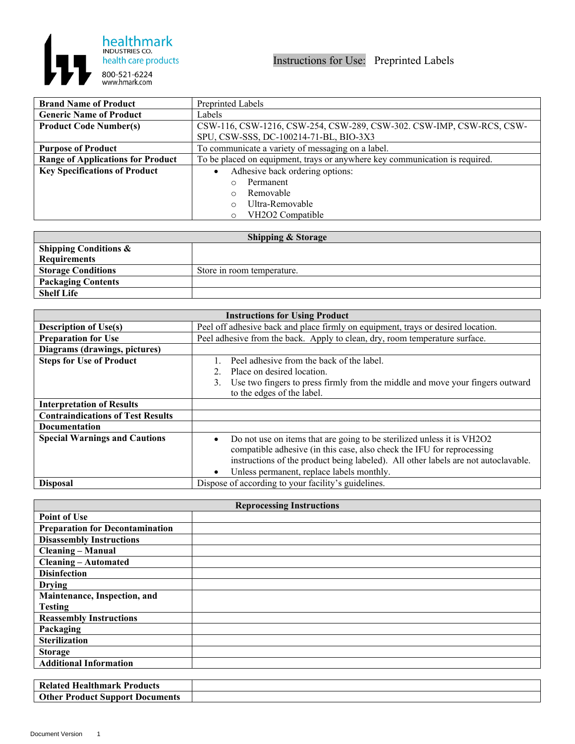healthmark
INDUSTRIES CO.
health care products
800-521-6224
www.hmark.com

# Instructions for Use: Preprinted Labels

| | |
|---|---|
| **Brand Name of Product** | Preprinted Labels |
| **Generic Name of Product** | Labels |
| **Product Code Number(s)** | CSW-116, CSW-1216, CSW-254, CSW-289, CSW-302. CSW-IMP, CSW-RCS, CSW-SPU, CSW-SSS, DC-100214-71-BL, BIO-3X3 |
| **Purpose of Product** | To communicate a variety of messaging on a label. |
| **Range of Applications for Product** | To be placed on equipment, trays or anywhere key communication is required. |
| **Key Specifications of Product** | • Adhesive back ordering options:<br>○ Permanent<br>○ Removable<br>○ Ultra-Removable<br>○ VH2O2 Compatible |

| **Shipping & Storage** | |
|---|---|
| **Shipping Conditions & Requirements** | |
| **Storage Conditions** | Store in room temperature. |
| **Packaging Contents** | |
| **Shelf Life** | |

| **Instructions for Using Product** | |
|---|---|
| **Description of Use(s)** | Peel off adhesive back and place firmly on equipment, trays or desired location. |
| **Preparation for Use** | Peel adhesive from the back. Apply to clean, dry, room temperature surface. |
| **Diagrams (drawings, pictures)** | |
| **Steps for Use of Product** | 1. Peel adhesive from the back of the label.<br>2. Place on desired location.<br>3. Use two fingers to press firmly from the middle and move your fingers outward to the edges of the label. |
| **Interpretation of Results** | |
| **Contraindications of Test Results** | |
| **Documentation** | |
| **Special Warnings and Cautions** | • Do not use on items that are going to be sterilized unless it is VH2O2 compatible adhesive (in this case, also check the IFU for reprocessing instructions of the product being labeled). All other labels are not autoclavable.<br>• Unless permanent, replace labels monthly. |
| **Disposal** | Dispose of according to your facility's guidelines. |

| **Reprocessing Instructions** | |
|---|---|
| **Point of Use** | |
| **Preparation for Decontamination** | |
| **Disassembly Instructions** | |
| **Cleaning – Manual** | |
| **Cleaning – Automated** | |
| **Disinfection** | |
| **Drying** | |
| **Maintenance, Inspection, and Testing** | |
| **Reassembly Instructions** | |
| **Packaging** | |
| **Sterilization** | |
| **Storage** | |
| **Additional Information** | |

| | |
|---|---|
| **Related Healthmark Products** | |
| **Other Product Support Documents** | |

Document Version 1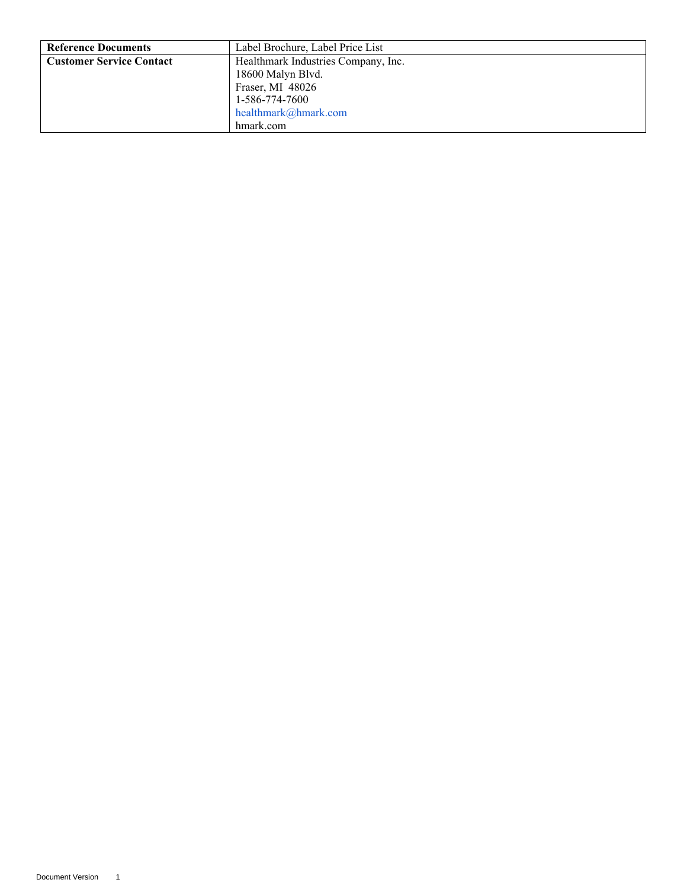| | |
|---|---|
| **Reference Documents** | Label Brochure, Label Price List |
| **Customer Service Contact** | Healthmark Industries Company, Inc.<br>18600 Malyn Blvd.<br>Fraser, MI 48026<br>1-586-774-7600<br>healthmark@hmark.com<br>hmark.com |

Document Version 1